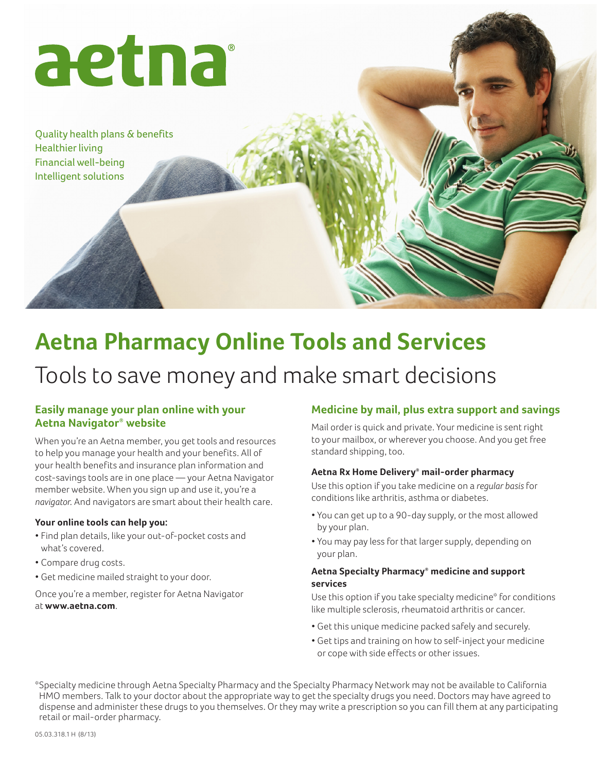aetna®

Quality health plans & benefits
Healthier living
Financial well-being
Intelligent solutions

# Aetna Pharmacy Online Tools and Services

## Tools to save money and make smart decisions

### Easily manage your plan online with your Aetna Navigator® website

When you're an Aetna member, you get tools and resources to help you manage your health and your benefits. All of your health benefits and insurance plan information and cost-savings tools are in one place — your Aetna Navigator member website. When you sign up and use it, you're a *navigator*. And navigators are smart about their health care.

**Your online tools can help you:**

- Find plan details, like your out-of-pocket costs and what's covered.
- Compare drug costs.
- Get medicine mailed straight to your door.

Once you're a member, register for Aetna Navigator at **www.aetna.com**.

### Medicine by mail, plus extra support and savings

Mail order is quick and private. Your medicine is sent right to your mailbox, or wherever you choose. And you get free standard shipping, too.

**Aetna Rx Home Delivery® mail-order pharmacy**

Use this option if you take medicine on a *regular basis* for conditions like arthritis, asthma or diabetes.

- You can get up to a 90-day supply, or the most allowed by your plan.
- You may pay less for that larger supply, depending on your plan.

**Aetna Specialty Pharmacy® medicine and support services**

Use this option if you take specialty medicine* for conditions like multiple sclerosis, rheumatoid arthritis or cancer.

- Get this unique medicine packed safely and securely.
- Get tips and training on how to self-inject your medicine or cope with side effects or other issues.

*Specialty medicine through Aetna Specialty Pharmacy and the Specialty Pharmacy Network may not be available to California HMO members. Talk to your doctor about the appropriate way to get the specialty drugs you need. Doctors may have agreed to dispense and administer these drugs to you themselves. Or they may write a prescription so you can fill them at any participating retail or mail-order pharmacy.

05.03.318.1 H (8/13)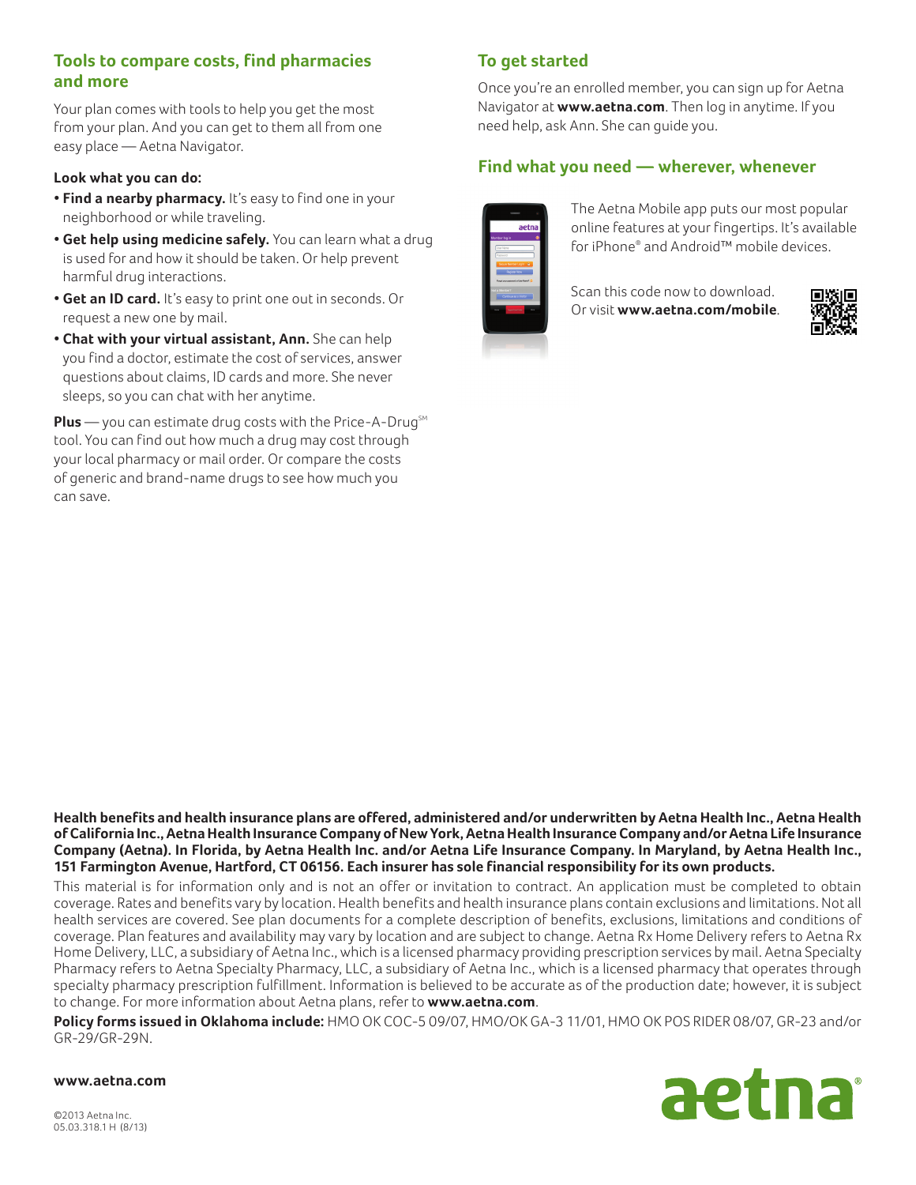## Tools to compare costs, find pharmacies and more

Your plan comes with tools to help you get the most from your plan. And you can get to them all from one easy place — Aetna Navigator.

**Look what you can do:**

- **Find a nearby pharmacy.** It's easy to find one in your neighborhood or while traveling.
- **Get help using medicine safely.** You can learn what a drug is used for and how it should be taken. Or help prevent harmful drug interactions.
- **Get an ID card.** It's easy to print one out in seconds. Or request a new one by mail.
- **Chat with your virtual assistant, Ann.** She can help you find a doctor, estimate the cost of services, answer questions about claims, ID cards and more. She never sleeps, so you can chat with her anytime.

**Plus** — you can estimate drug costs with the Price-A-Drug℠ tool. You can find out how much a drug may cost through your local pharmacy or mail order. Or compare the costs of generic and brand-name drugs to see how much you can save.

## To get started

Once you're an enrolled member, you can sign up for Aetna Navigator at **www.aetna.com**. Then log in anytime. If you need help, ask Ann. She can guide you.

## Find what you need — wherever, whenever

The Aetna Mobile app puts our most popular online features at your fingertips. It's available for iPhone® and Android™ mobile devices.

Scan this code now to download. Or visit **www.aetna.com/mobile**.

**Health benefits and health insurance plans are offered, administered and/or underwritten by Aetna Health Inc., Aetna Health of California Inc., Aetna Health Insurance Company of New York, Aetna Health Insurance Company and/or Aetna Life Insurance Company (Aetna). In Florida, by Aetna Health Inc. and/or Aetna Life Insurance Company. In Maryland, by Aetna Health Inc., 151 Farmington Avenue, Hartford, CT 06156. Each insurer has sole financial responsibility for its own products.**

This material is for information only and is not an offer or invitation to contract. An application must be completed to obtain coverage. Rates and benefits vary by location. Health benefits and health insurance plans contain exclusions and limitations. Not all health services are covered. See plan documents for a complete description of benefits, exclusions, limitations and conditions of coverage. Plan features and availability may vary by location and are subject to change. Aetna Rx Home Delivery refers to Aetna Rx Home Delivery, LLC, a subsidiary of Aetna Inc., which is a licensed pharmacy providing prescription services by mail. Aetna Specialty Pharmacy refers to Aetna Specialty Pharmacy, LLC, a subsidiary of Aetna Inc., which is a licensed pharmacy that operates through specialty pharmacy prescription fulfillment. Information is believed to be accurate as of the production date; however, it is subject to change. For more information about Aetna plans, refer to **www.aetna.com**.

**Policy forms issued in Oklahoma include:** HMO OK COC-5 09/07, HMO/OK GA-3 11/01, HMO OK POS RIDER 08/07, GR-23 and/or GR-29/GR-29N.

**www.aetna.com**

©2013 Aetna Inc.
05.03.318.1 H (8/13)

aetna®